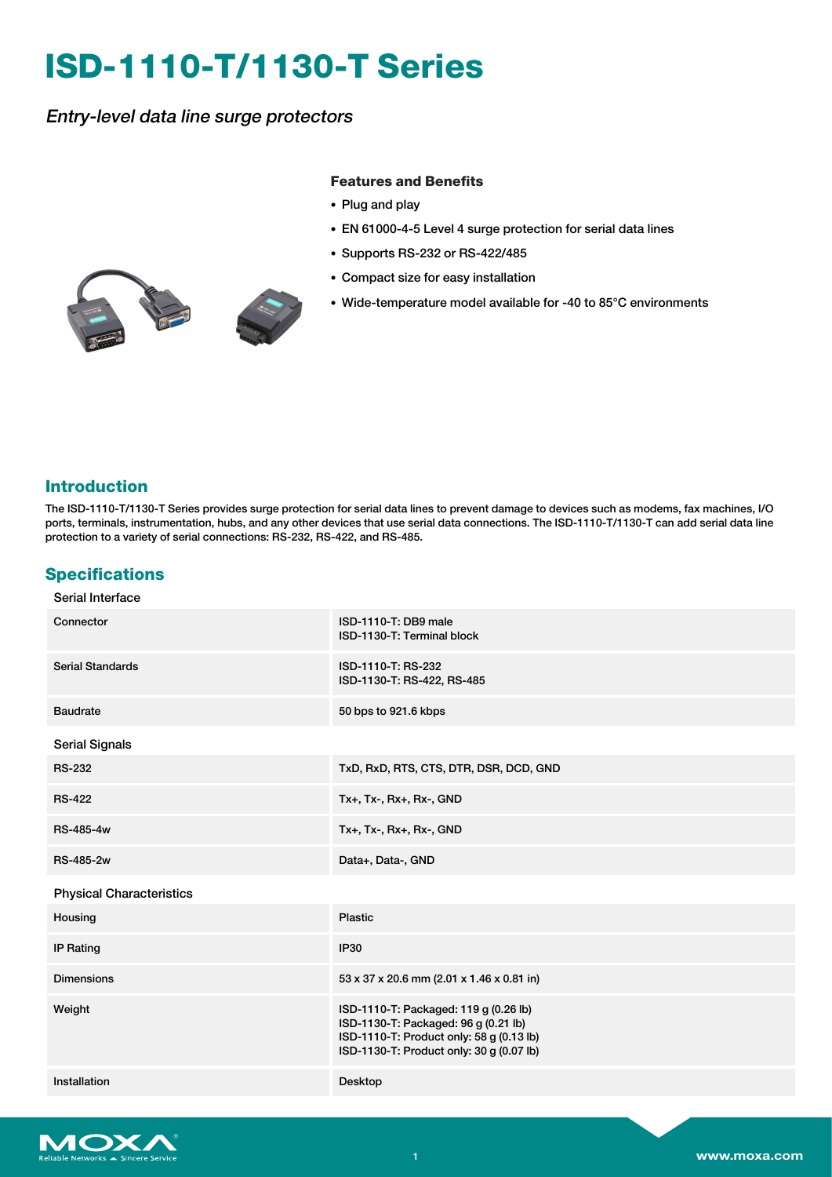# ISD-1110-T/1130-T Series

*Entry-level data line surge protectors*

### Features and Benefits

- Plug and play
- EN 61000-4-5 Level 4 surge protection for serial data lines
- Supports RS-232 or RS-422/485
- Compact size for easy installation
- Wide-temperature model available for -40 to 85°C environments

## Introduction

The ISD-1110-T/1130-T Series provides surge protection for serial data lines to prevent damage to devices such as modems, fax machines, I/O ports, terminals, instrumentation, hubs, and any other devices that use serial data connections. The ISD-1110-T/1130-T can add serial data line protection to a variety of serial connections: RS-232, RS-422, and RS-485.

## Specifications

### Serial Interface

| | |
|---|---|
| Connector | ISD-1110-T: DB9 male<br>ISD-1130-T: Terminal block |
| Serial Standards | ISD-1110-T: RS-232<br>ISD-1130-T: RS-422, RS-485 |
| Baudrate | 50 bps to 921.6 kbps |

### Serial Signals

| | |
|---|---|
| RS-232 | TxD, RxD, RTS, CTS, DTR, DSR, DCD, GND |
| RS-422 | Tx+, Tx-, Rx+, Rx-, GND |
| RS-485-4w | Tx+, Tx-, Rx+, Rx-, GND |
| RS-485-2w | Data+, Data-, GND |

### Physical Characteristics

| | |
|---|---|
| Housing | Plastic |
| IP Rating | IP30 |
| Dimensions | 53 x 37 x 20.6 mm (2.01 x 1.46 x 0.81 in) |
| Weight | ISD-1110-T: Packaged: 119 g (0.26 lb)<br>ISD-1130-T: Packaged: 96 g (0.21 lb)<br>ISD-1110-T: Product only: 58 g (0.13 lb)<br>ISD-1130-T: Product only: 30 g (0.07 lb) |
| Installation | Desktop |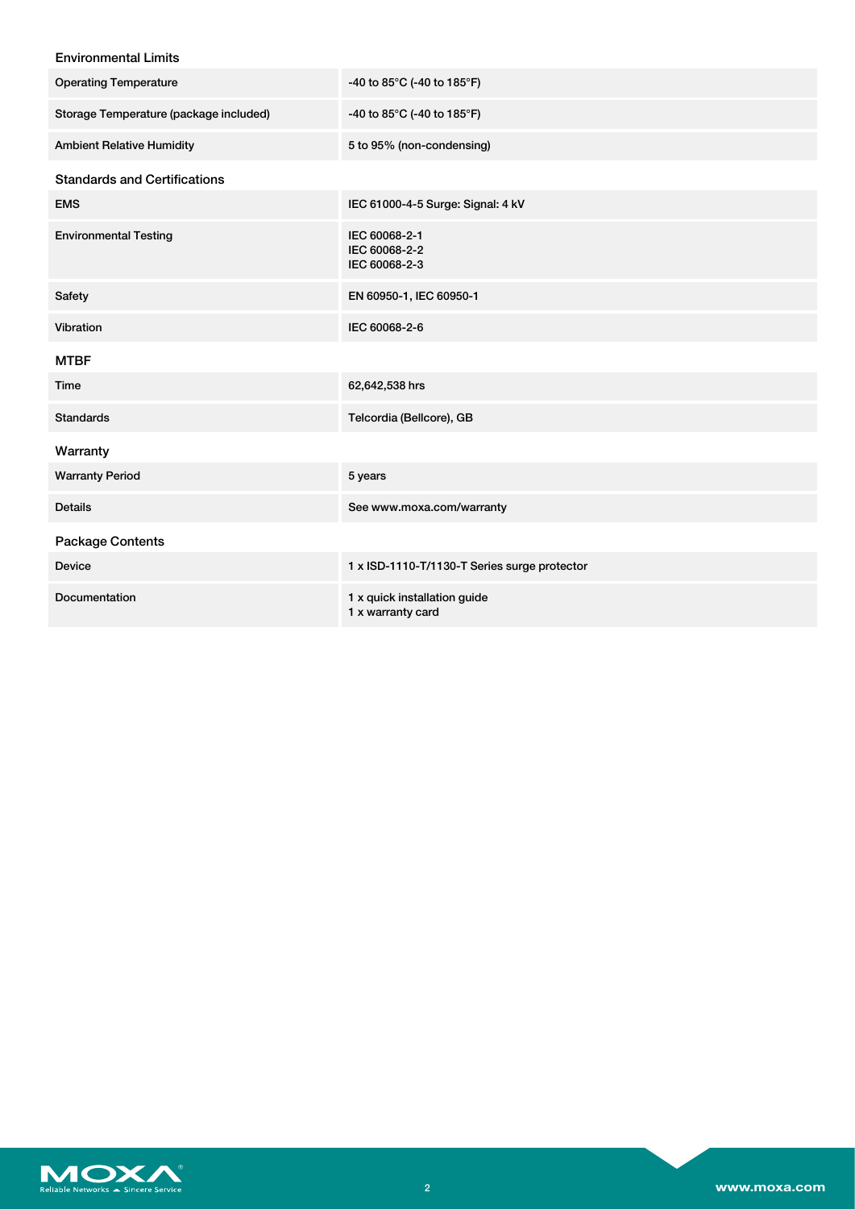### Environmental Limits

| | |
|---|---|
| Operating Temperature | -40 to 85°C (-40 to 185°F) |
| Storage Temperature (package included) | -40 to 85°C (-40 to 185°F) |
| Ambient Relative Humidity | 5 to 95% (non-condensing) |

### Standards and Certifications

| | |
|---|---|
| EMS | IEC 61000-4-5 Surge: Signal: 4 kV |
| Environmental Testing | IEC 60068-2-1<br>IEC 60068-2-2<br>IEC 60068-2-3 |
| Safety | EN 60950-1, IEC 60950-1 |
| Vibration | IEC 60068-2-6 |

### MTBF

| | |
|---|---|
| Time | 62,642,538 hrs |
| Standards | Telcordia (Bellcore), GB |

### Warranty

| | |
|---|---|
| Warranty Period | 5 years |
| Details | See www.moxa.com/warranty |

### Package Contents

| | |
|---|---|
| Device | 1 x ISD-1110-T/1130-T Series surge protector |
| Documentation | 1 x quick installation guide<br>1 x warranty card |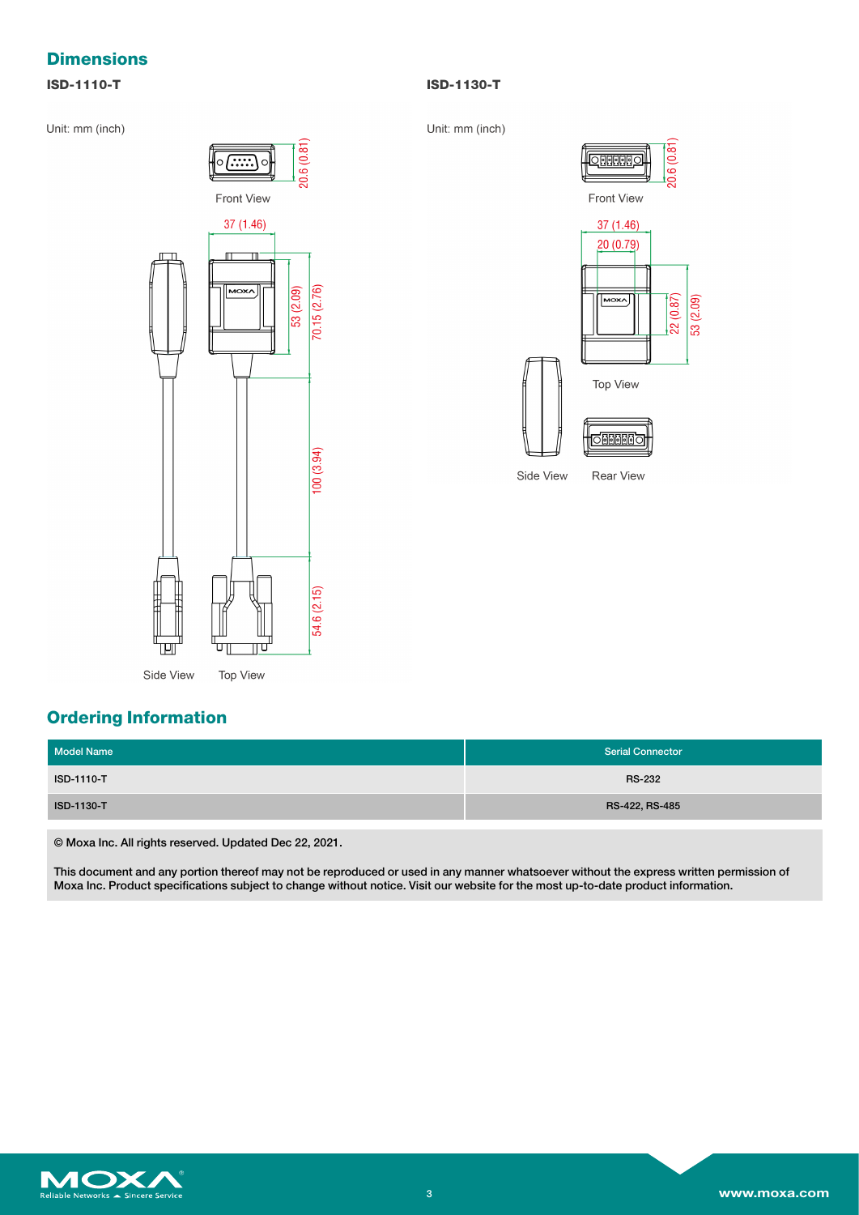## Dimensions

### ISD-1110-T

Unit: mm (inch)

20.6 (0.81)

Front View

37 (1.46)

53 (2.09)

70.15 (2.76)

100 (3.94)

54.6 (2.15)

Side View

Top View

### ISD-1130-T

Unit: mm (inch)

20.6 (0.81)

Front View

37 (1.46)

20 (0.79)

22 (0.87)

53 (2.09)

Top View

Side View

Rear View

## Ordering Information

| Model Name | Serial Connector |
| --- | --- |
| ISD-1110-T | RS-232 |
| ISD-1130-T | RS-422, RS-485 |

© Moxa Inc. All rights reserved. Updated Dec 22, 2021.

This document and any portion thereof may not be reproduced or used in any manner whatsoever without the express written permission of Moxa Inc. Product specifications subject to change without notice. Visit our website for the most up-to-date product information.